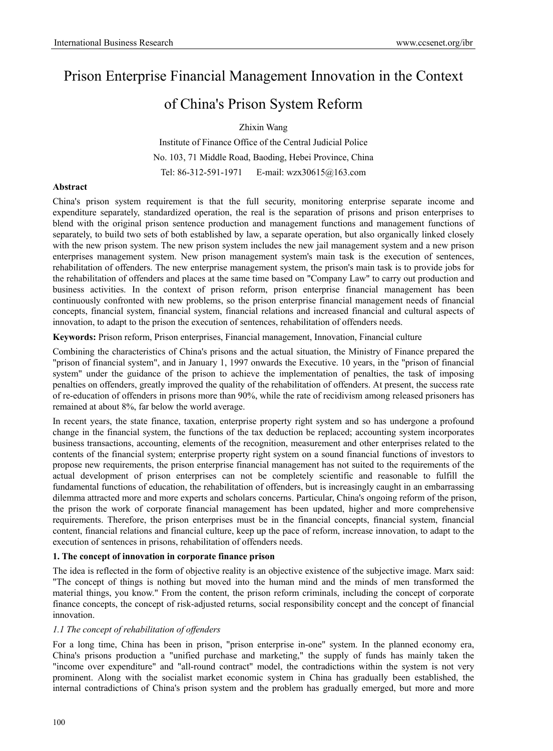# Prison Enterprise Financial Management Innovation in the Context of China's Prison System Reform

Zhixin Wang

Institute of Finance Office of the Central Judicial Police

No. 103, 71 Middle Road, Baoding, Hebei Province, China

Tel: 86-312-591-1971 E-mail: wzx30615@163.com

**Abstract**

China's prison system requirement is that the full security, monitoring enterprise separate income and expenditure separately, standardized operation, the real is the separation of prisons and prison enterprises to blend with the original prison sentence production and management functions and management functions of separately, to build two sets of both established by law, a separate operation, but also organically linked closely with the new prison system. The new prison system includes the new jail management system and a new prison enterprises management system. New prison management system's main task is the execution of sentences, rehabilitation of offenders. The new enterprise management system, the prison's main task is to provide jobs for the rehabilitation of offenders and places at the same time based on "Company Law" to carry out production and business activities. In the context of prison reform, prison enterprise financial management has been continuously confronted with new problems, so the prison enterprise financial management needs of financial concepts, financial system, financial system, financial relations and increased financial and cultural aspects of innovation, to adapt to the prison the execution of sentences, rehabilitation of offenders needs.

**Keywords:** Prison reform, Prison enterprises, Financial management, Innovation, Financial culture

Combining the characteristics of China's prisons and the actual situation, the Ministry of Finance prepared the "prison of financial system", and in January 1, 1997 onwards the Executive. 10 years, in the "prison of financial system" under the guidance of the prison to achieve the implementation of penalties, the task of imposing penalties on offenders, greatly improved the quality of the rehabilitation of offenders. At present, the success rate of re-education of offenders in prisons more than 90%, while the rate of recidivism among released prisoners has remained at about 8%, far below the world average.

In recent years, the state finance, taxation, enterprise property right system and so has undergone a profound change in the financial system, the functions of the tax deduction be replaced; accounting system incorporates business transactions, accounting, elements of the recognition, measurement and other enterprises related to the contents of the financial system; enterprise property right system on a sound financial functions of investors to propose new requirements, the prison enterprise financial management has not suited to the requirements of the actual development of prison enterprises can not be completely scientific and reasonable to fulfill the fundamental functions of education, the rehabilitation of offenders, but is increasingly caught in an embarrassing dilemma attracted more and more experts and scholars concerns. Particular, China's ongoing reform of the prison, the prison the work of corporate financial management has been updated, higher and more comprehensive requirements. Therefore, the prison enterprises must be in the financial concepts, financial system, financial content, financial relations and financial culture, keep up the pace of reform, increase innovation, to adapt to the execution of sentences in prisons, rehabilitation of offenders needs.

## 1. The concept of innovation in corporate finance prison

The idea is reflected in the form of objective reality is an objective existence of the subjective image. Marx said: "The concept of things is nothing but moved into the human mind and the minds of men transformed the material things, you know." From the content, the prison reform criminals, including the concept of corporate finance concepts, the concept of risk-adjusted returns, social responsibility concept and the concept of financial innovation.

### *1.1 The concept of rehabilitation of offenders*

For a long time, China has been in prison, "prison enterprise in-one" system. In the planned economy era, China's prisons production a "unified purchase and marketing," the supply of funds has mainly taken the "income over expenditure" and "all-round contract" model, the contradictions within the system is not very prominent. Along with the socialist market economic system in China has gradually been established, the internal contradictions of China's prison system and the problem has gradually emerged, but more and more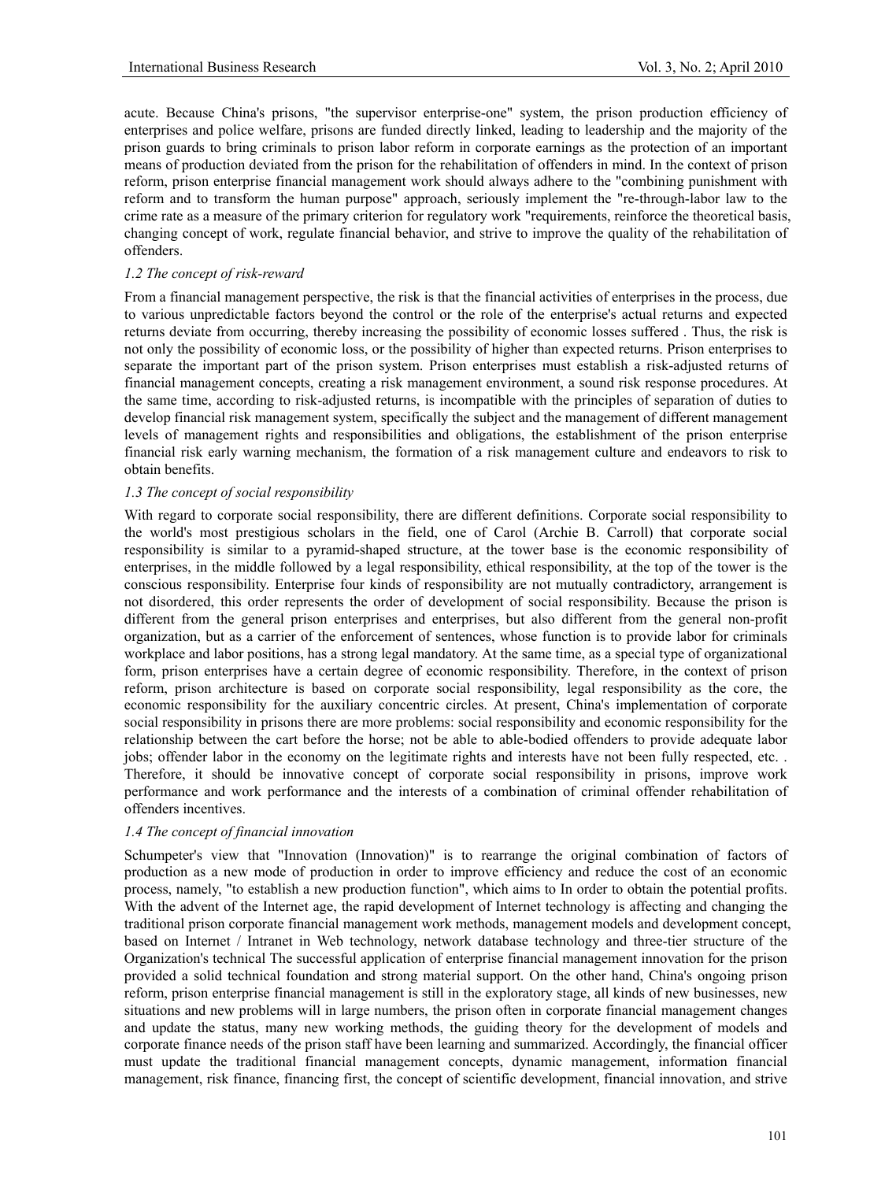acute. Because China's prisons, "the supervisor enterprise-one" system, the prison production efficiency of enterprises and police welfare, prisons are funded directly linked, leading to leadership and the majority of the prison guards to bring criminals to prison labor reform in corporate earnings as the protection of an important means of production deviated from the prison for the rehabilitation of offenders in mind. In the context of prison reform, prison enterprise financial management work should always adhere to the "combining punishment with reform and to transform the human purpose" approach, seriously implement the "re-through-labor law to the crime rate as a measure of the primary criterion for regulatory work "requirements, reinforce the theoretical basis, changing concept of work, regulate financial behavior, and strive to improve the quality of the rehabilitation of offenders.

### *1.2 The concept of risk-reward*

From a financial management perspective, the risk is that the financial activities of enterprises in the process, due to various unpredictable factors beyond the control or the role of the enterprise's actual returns and expected returns deviate from occurring, thereby increasing the possibility of economic losses suffered . Thus, the risk is not only the possibility of economic loss, or the possibility of higher than expected returns. Prison enterprises to separate the important part of the prison system. Prison enterprises must establish a risk-adjusted returns of financial management concepts, creating a risk management environment, a sound risk response procedures. At the same time, according to risk-adjusted returns, is incompatible with the principles of separation of duties to develop financial risk management system, specifically the subject and the management of different management levels of management rights and responsibilities and obligations, the establishment of the prison enterprise financial risk early warning mechanism, the formation of a risk management culture and endeavors to risk to obtain benefits.

### *1.3 The concept of social responsibility*

With regard to corporate social responsibility, there are different definitions. Corporate social responsibility to the world's most prestigious scholars in the field, one of Carol (Archie B. Carroll) that corporate social responsibility is similar to a pyramid-shaped structure, at the tower base is the economic responsibility of enterprises, in the middle followed by a legal responsibility, ethical responsibility, at the top of the tower is the conscious responsibility. Enterprise four kinds of responsibility are not mutually contradictory, arrangement is not disordered, this order represents the order of development of social responsibility. Because the prison is different from the general prison enterprises and enterprises, but also different from the general non-profit organization, but as a carrier of the enforcement of sentences, whose function is to provide labor for criminals workplace and labor positions, has a strong legal mandatory. At the same time, as a special type of organizational form, prison enterprises have a certain degree of economic responsibility. Therefore, in the context of prison reform, prison architecture is based on corporate social responsibility, legal responsibility as the core, the economic responsibility for the auxiliary concentric circles. At present, China's implementation of corporate social responsibility in prisons there are more problems: social responsibility and economic responsibility for the relationship between the cart before the horse; not be able to able-bodied offenders to provide adequate labor jobs; offender labor in the economy on the legitimate rights and interests have not been fully respected, etc. . Therefore, it should be innovative concept of corporate social responsibility in prisons, improve work performance and work performance and the interests of a combination of criminal offender rehabilitation of offenders incentives.

### *1.4 The concept of financial innovation*

Schumpeter's view that "Innovation (Innovation)" is to rearrange the original combination of factors of production as a new mode of production in order to improve efficiency and reduce the cost of an economic process, namely, "to establish a new production function", which aims to In order to obtain the potential profits. With the advent of the Internet age, the rapid development of Internet technology is affecting and changing the traditional prison corporate financial management work methods, management models and development concept, based on Internet / Intranet in Web technology, network database technology and three-tier structure of the Organization's technical The successful application of enterprise financial management innovation for the prison provided a solid technical foundation and strong material support. On the other hand, China's ongoing prison reform, prison enterprise financial management is still in the exploratory stage, all kinds of new businesses, new situations and new problems will in large numbers, the prison often in corporate financial management changes and update the status, many new working methods, the guiding theory for the development of models and corporate finance needs of the prison staff have been learning and summarized. Accordingly, the financial officer must update the traditional financial management concepts, dynamic management, information financial management, risk finance, financing first, the concept of scientific development, financial innovation, and strive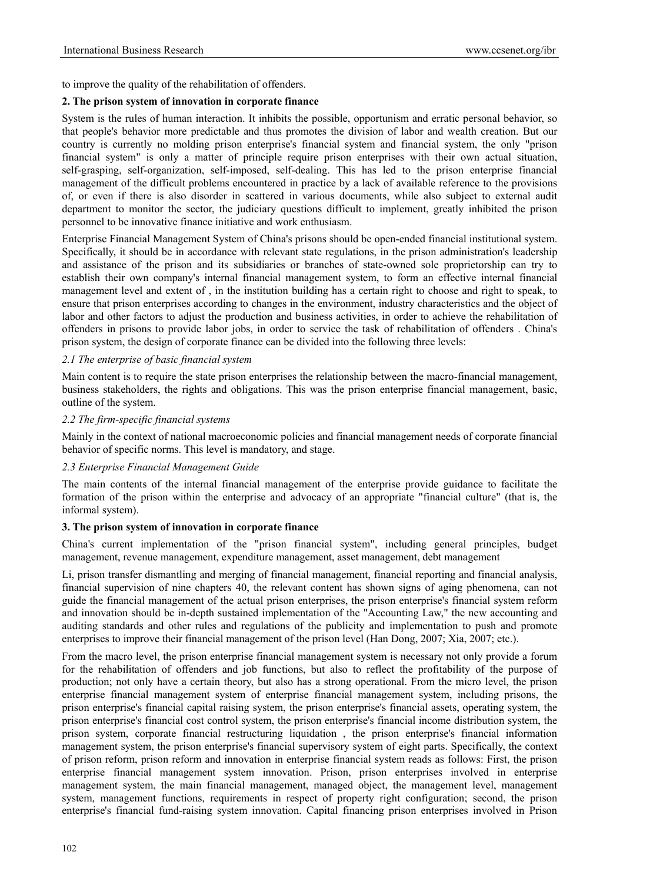to improve the quality of the rehabilitation of offenders.

## 2. The prison system of innovation in corporate finance

System is the rules of human interaction. It inhibits the possible, opportunism and erratic personal behavior, so that people's behavior more predictable and thus promotes the division of labor and wealth creation. But our country is currently no molding prison enterprise's financial system and financial system, the only "prison financial system" is only a matter of principle require prison enterprises with their own actual situation, self-grasping, self-organization, self-imposed, self-dealing. This has led to the prison enterprise financial management of the difficult problems encountered in practice by a lack of available reference to the provisions of, or even if there is also disorder in scattered in various documents, while also subject to external audit department to monitor the sector, the judiciary questions difficult to implement, greatly inhibited the prison personnel to be innovative finance initiative and work enthusiasm.

Enterprise Financial Management System of China's prisons should be open-ended financial institutional system. Specifically, it should be in accordance with relevant state regulations, in the prison administration's leadership and assistance of the prison and its subsidiaries or branches of state-owned sole proprietorship can try to establish their own company's internal financial management system, to form an effective internal financial management level and extent of , in the institution building has a certain right to choose and right to speak, to ensure that prison enterprises according to changes in the environment, industry characteristics and the object of labor and other factors to adjust the production and business activities, in order to achieve the rehabilitation of offenders in prisons to provide labor jobs, in order to service the task of rehabilitation of offenders . China's prison system, the design of corporate finance can be divided into the following three levels:

### *2.1 The enterprise of basic financial system*

Main content is to require the state prison enterprises the relationship between the macro-financial management, business stakeholders, the rights and obligations. This was the prison enterprise financial management, basic, outline of the system.

### *2.2 The firm-specific financial systems*

Mainly in the context of national macroeconomic policies and financial management needs of corporate financial behavior of specific norms. This level is mandatory, and stage.

### *2.3 Enterprise Financial Management Guide*

The main contents of the internal financial management of the enterprise provide guidance to facilitate the formation of the prison within the enterprise and advocacy of an appropriate "financial culture" (that is, the informal system).

## 3. The prison system of innovation in corporate finance

China's current implementation of the "prison financial system", including general principles, budget management, revenue management, expenditure management, asset management, debt management

Li, prison transfer dismantling and merging of financial management, financial reporting and financial analysis, financial supervision of nine chapters 40, the relevant content has shown signs of aging phenomena, can not guide the financial management of the actual prison enterprises, the prison enterprise's financial system reform and innovation should be in-depth sustained implementation of the "Accounting Law," the new accounting and auditing standards and other rules and regulations of the publicity and implementation to push and promote enterprises to improve their financial management of the prison level (Han Dong, 2007; Xia, 2007; etc.).

From the macro level, the prison enterprise financial management system is necessary not only provide a forum for the rehabilitation of offenders and job functions, but also to reflect the profitability of the purpose of production; not only have a certain theory, but also has a strong operational. From the micro level, the prison enterprise financial management system of enterprise financial management system, including prisons, the prison enterprise's financial capital raising system, the prison enterprise's financial assets, operating system, the prison enterprise's financial cost control system, the prison enterprise's financial income distribution system, the prison system, corporate financial restructuring liquidation , the prison enterprise's financial information management system, the prison enterprise's financial supervisory system of eight parts. Specifically, the context of prison reform, prison reform and innovation in enterprise financial system reads as follows: First, the prison enterprise financial management system innovation. Prison, prison enterprises involved in enterprise management system, the main financial management, managed object, the management level, management system, management functions, requirements in respect of property right configuration; second, the prison enterprise's financial fund-raising system innovation. Capital financing prison enterprises involved in Prison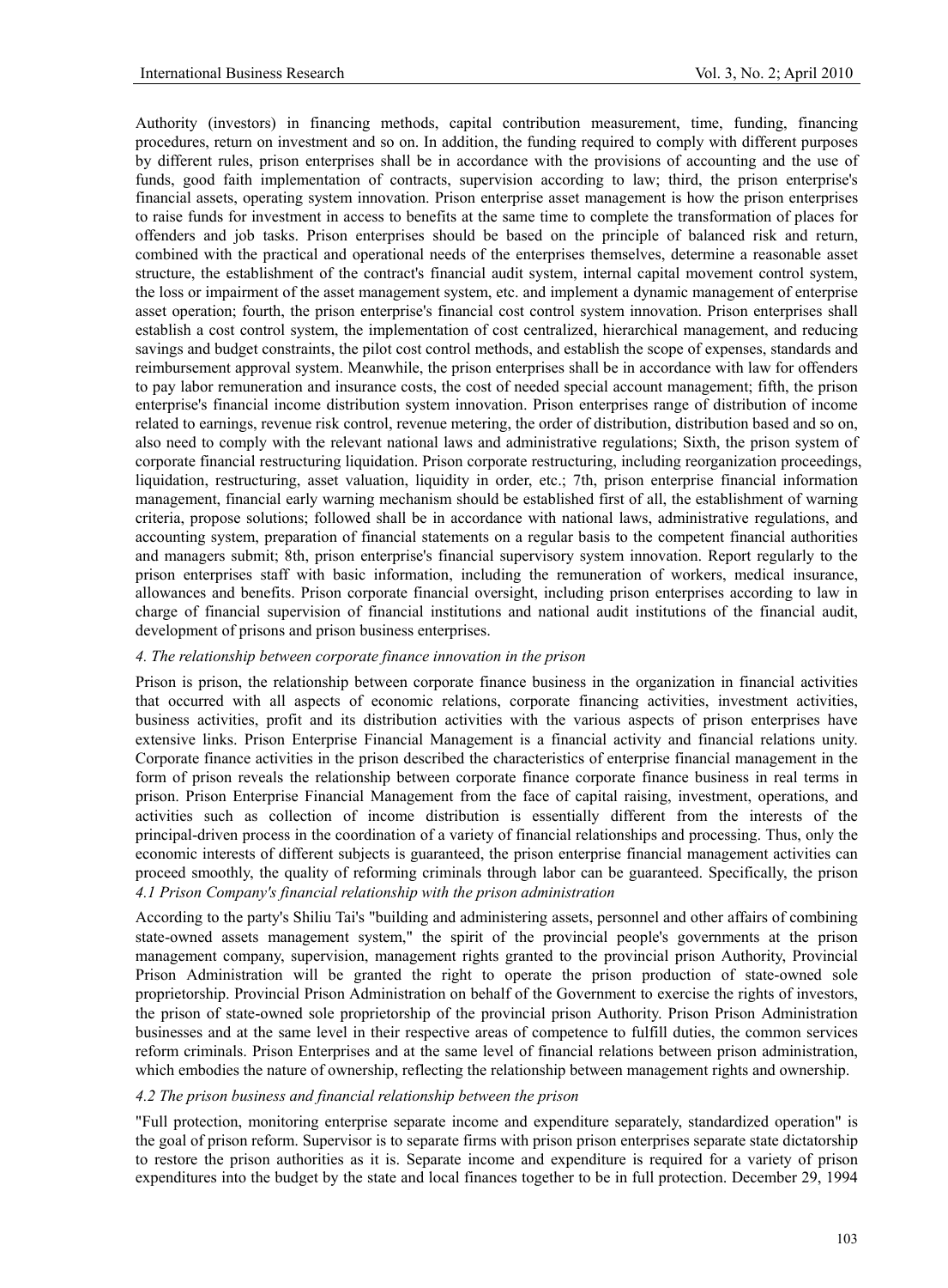Authority (investors) in financing methods, capital contribution measurement, time, funding, financing procedures, return on investment and so on. In addition, the funding required to comply with different purposes by different rules, prison enterprises shall be in accordance with the provisions of accounting and the use of funds, good faith implementation of contracts, supervision according to law; third, the prison enterprise's financial assets, operating system innovation. Prison enterprise asset management is how the prison enterprises to raise funds for investment in access to benefits at the same time to complete the transformation of places for offenders and job tasks. Prison enterprises should be based on the principle of balanced risk and return, combined with the practical and operational needs of the enterprises themselves, determine a reasonable asset structure, the establishment of the contract's financial audit system, internal capital movement control system, the loss or impairment of the asset management system, etc. and implement a dynamic management of enterprise asset operation; fourth, the prison enterprise's financial cost control system innovation. Prison enterprises shall establish a cost control system, the implementation of cost centralized, hierarchical management, and reducing savings and budget constraints, the pilot cost control methods, and establish the scope of expenses, standards and reimbursement approval system. Meanwhile, the prison enterprises shall be in accordance with law for offenders to pay labor remuneration and insurance costs, the cost of needed special account management; fifth, the prison enterprise's financial income distribution system innovation. Prison enterprises range of distribution of income related to earnings, revenue risk control, revenue metering, the order of distribution, distribution based and so on, also need to comply with the relevant national laws and administrative regulations; Sixth, the prison system of corporate financial restructuring liquidation. Prison corporate restructuring, including reorganization proceedings, liquidation, restructuring, asset valuation, liquidity in order, etc.; 7th, prison enterprise financial information management, financial early warning mechanism should be established first of all, the establishment of warning criteria, propose solutions; followed shall be in accordance with national laws, administrative regulations, and accounting system, preparation of financial statements on a regular basis to the competent financial authorities and managers submit; 8th, prison enterprise's financial supervisory system innovation. Report regularly to the prison enterprises staff with basic information, including the remuneration of workers, medical insurance, allowances and benefits. Prison corporate financial oversight, including prison enterprises according to law in charge of financial supervision of financial institutions and national audit institutions of the financial audit, development of prisons and prison business enterprises.

### *4. The relationship between corporate finance innovation in the prison*

Prison is prison, the relationship between corporate finance business in the organization in financial activities that occurred with all aspects of economic relations, corporate financing activities, investment activities, business activities, profit and its distribution activities with the various aspects of prison enterprises have extensive links. Prison Enterprise Financial Management is a financial activity and financial relations unity. Corporate finance activities in the prison described the characteristics of enterprise financial management in the form of prison reveals the relationship between corporate finance corporate finance business in real terms in prison. Prison Enterprise Financial Management from the face of capital raising, investment, operations, and activities such as collection of income distribution is essentially different from the interests of the principal-driven process in the coordination of a variety of financial relationships and processing. Thus, only the economic interests of different subjects is guaranteed, the prison enterprise financial management activities can proceed smoothly, the quality of reforming criminals through labor can be guaranteed. Specifically, the prison

#### *4.1 Prison Company's financial relationship with the prison administration*

According to the party's Shiliu Tai's "building and administering assets, personnel and other affairs of combining state-owned assets management system," the spirit of the provincial people's governments at the prison management company, supervision, management rights granted to the provincial prison Authority, Provincial Prison Administration will be granted the right to operate the prison production of state-owned sole proprietorship. Provincial Prison Administration on behalf of the Government to exercise the rights of investors, the prison of state-owned sole proprietorship of the provincial prison Authority. Prison Prison Administration businesses and at the same level in their respective areas of competence to fulfill duties, the common services reform criminals. Prison Enterprises and at the same level of financial relations between prison administration, which embodies the nature of ownership, reflecting the relationship between management rights and ownership.

#### *4.2 The prison business and financial relationship between the prison*

"Full protection, monitoring enterprise separate income and expenditure separately, standardized operation" is the goal of prison reform. Supervisor is to separate firms with prison prison enterprises separate state dictatorship to restore the prison authorities as it is. Separate income and expenditure is required for a variety of prison expenditures into the budget by the state and local finances together to be in full protection. December 29, 1994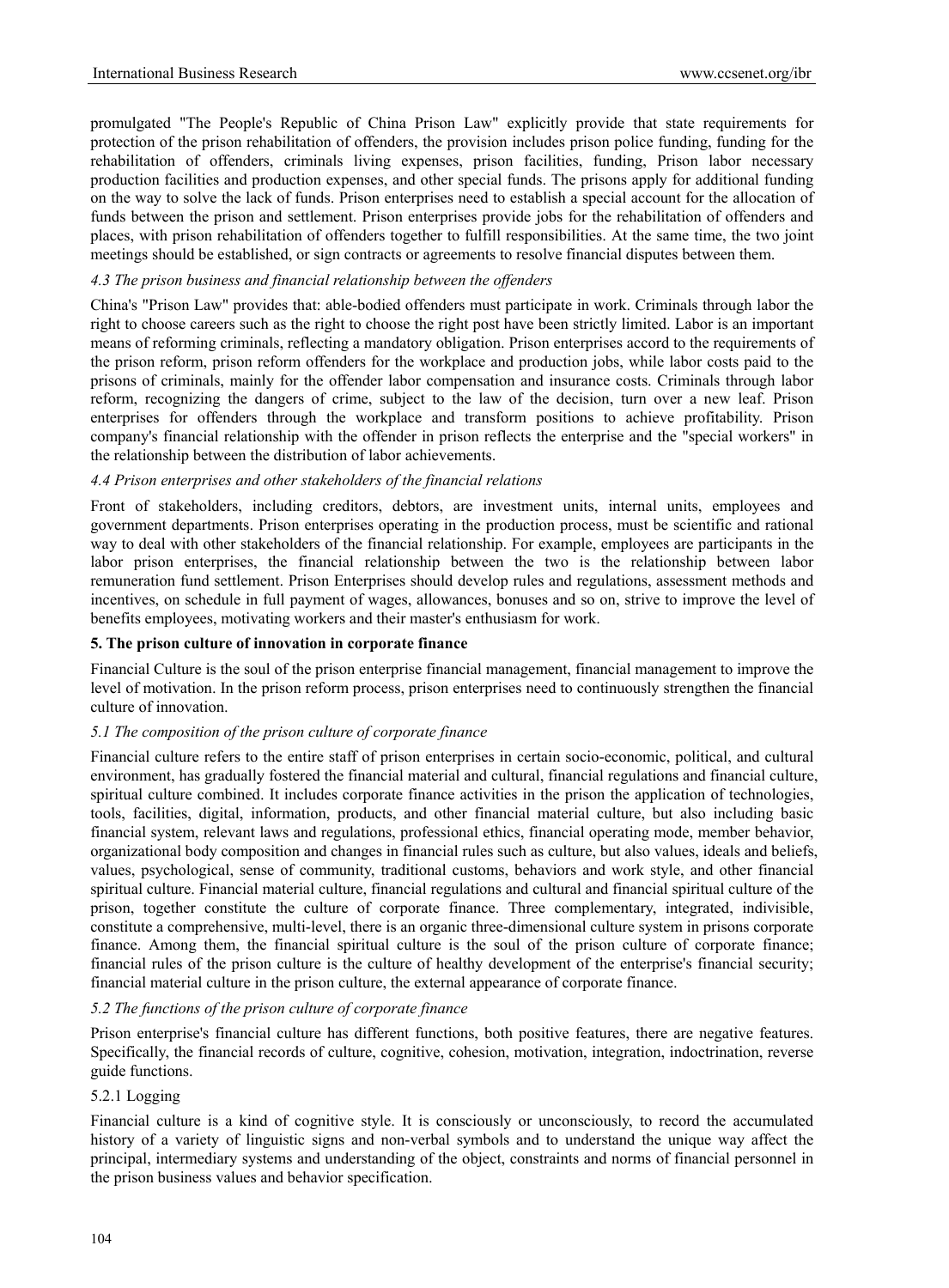promulgated "The People's Republic of China Prison Law" explicitly provide that state requirements for protection of the prison rehabilitation of offenders, the provision includes prison police funding, funding for the rehabilitation of offenders, criminals living expenses, prison facilities, funding, Prison labor necessary production facilities and production expenses, and other special funds. The prisons apply for additional funding on the way to solve the lack of funds. Prison enterprises need to establish a special account for the allocation of funds between the prison and settlement. Prison enterprises provide jobs for the rehabilitation of offenders and places, with prison rehabilitation of offenders together to fulfill responsibilities. At the same time, the two joint meetings should be established, or sign contracts or agreements to resolve financial disputes between them.

### *4.3 The prison business and financial relationship between the offenders*

China's "Prison Law" provides that: able-bodied offenders must participate in work. Criminals through labor the right to choose careers such as the right to choose the right post have been strictly limited. Labor is an important means of reforming criminals, reflecting a mandatory obligation. Prison enterprises accord to the requirements of the prison reform, prison reform offenders for the workplace and production jobs, while labor costs paid to the prisons of criminals, mainly for the offender labor compensation and insurance costs. Criminals through labor reform, recognizing the dangers of crime, subject to the law of the decision, turn over a new leaf. Prison enterprises for offenders through the workplace and transform positions to achieve profitability. Prison company's financial relationship with the offender in prison reflects the enterprise and the "special workers" in the relationship between the distribution of labor achievements.

### *4.4 Prison enterprises and other stakeholders of the financial relations*

Front of stakeholders, including creditors, debtors, are investment units, internal units, employees and government departments. Prison enterprises operating in the production process, must be scientific and rational way to deal with other stakeholders of the financial relationship. For example, employees are participants in the labor prison enterprises, the financial relationship between the two is the relationship between labor remuneration fund settlement. Prison Enterprises should develop rules and regulations, assessment methods and incentives, on schedule in full payment of wages, allowances, bonuses and so on, strive to improve the level of benefits employees, motivating workers and their master's enthusiasm for work.

## **5. The prison culture of innovation in corporate finance**

Financial Culture is the soul of the prison enterprise financial management, financial management to improve the level of motivation. In the prison reform process, prison enterprises need to continuously strengthen the financial culture of innovation.

### *5.1 The composition of the prison culture of corporate finance*

Financial culture refers to the entire staff of prison enterprises in certain socio-economic, political, and cultural environment, has gradually fostered the financial material and cultural, financial regulations and financial culture, spiritual culture combined. It includes corporate finance activities in the prison the application of technologies, tools, facilities, digital, information, products, and other financial material culture, but also including basic financial system, relevant laws and regulations, professional ethics, financial operating mode, member behavior, organizational body composition and changes in financial rules such as culture, but also values, ideals and beliefs, values, psychological, sense of community, traditional customs, behaviors and work style, and other financial spiritual culture. Financial material culture, financial regulations and cultural and financial spiritual culture of the prison, together constitute the culture of corporate finance. Three complementary, integrated, indivisible, constitute a comprehensive, multi-level, there is an organic three-dimensional culture system in prisons corporate finance. Among them, the financial spiritual culture is the soul of the prison culture of corporate finance; financial rules of the prison culture is the culture of healthy development of the enterprise's financial security; financial material culture in the prison culture, the external appearance of corporate finance.

### *5.2 The functions of the prison culture of corporate finance*

Prison enterprise's financial culture has different functions, both positive features, there are negative features. Specifically, the financial records of culture, cognitive, cohesion, motivation, integration, indoctrination, reverse guide functions.

#### 5.2.1 Logging

Financial culture is a kind of cognitive style. It is consciously or unconsciously, to record the accumulated history of a variety of linguistic signs and non-verbal symbols and to understand the unique way affect the principal, intermediary systems and understanding of the object, constraints and norms of financial personnel in the prison business values and behavior specification.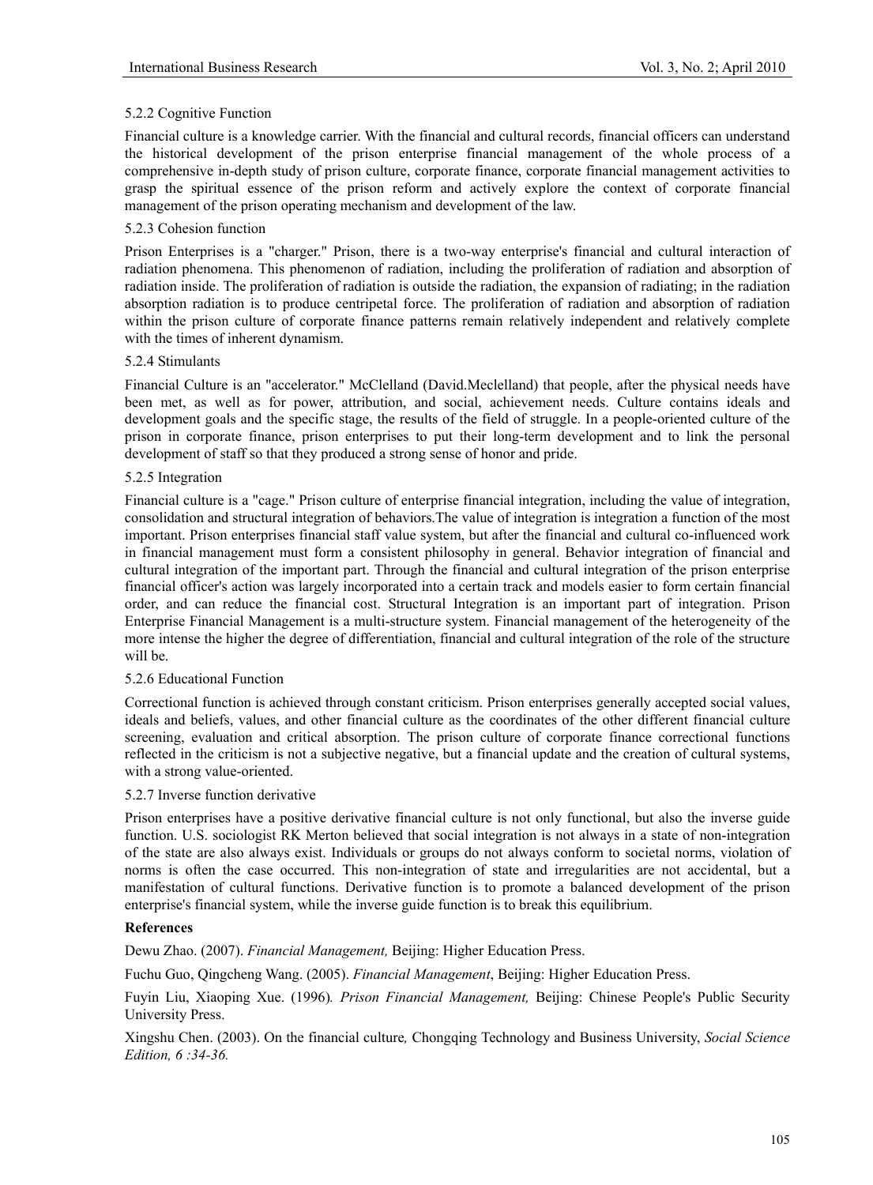#### 5.2.2 Cognitive Function

Financial culture is a knowledge carrier. With the financial and cultural records, financial officers can understand the historical development of the prison enterprise financial management of the whole process of a comprehensive in-depth study of prison culture, corporate finance, corporate financial management activities to grasp the spiritual essence of the prison reform and actively explore the context of corporate financial management of the prison operating mechanism and development of the law.

#### 5.2.3 Cohesion function

Prison Enterprises is a "charger." Prison, there is a two-way enterprise's financial and cultural interaction of radiation phenomena. This phenomenon of radiation, including the proliferation of radiation and absorption of radiation inside. The proliferation of radiation is outside the radiation, the expansion of radiating; in the radiation absorption radiation is to produce centripetal force. The proliferation of radiation and absorption of radiation within the prison culture of corporate finance patterns remain relatively independent and relatively complete with the times of inherent dynamism.

#### 5.2.4 Stimulants

Financial Culture is an "accelerator." McClelland (David.Meclelland) that people, after the physical needs have been met, as well as for power, attribution, and social, achievement needs. Culture contains ideals and development goals and the specific stage, the results of the field of struggle. In a people-oriented culture of the prison in corporate finance, prison enterprises to put their long-term development and to link the personal development of staff so that they produced a strong sense of honor and pride.

#### 5.2.5 Integration

Financial culture is a "cage." Prison culture of enterprise financial integration, including the value of integration, consolidation and structural integration of behaviors.The value of integration is integration a function of the most important. Prison enterprises financial staff value system, but after the financial and cultural co-influenced work in financial management must form a consistent philosophy in general. Behavior integration of financial and cultural integration of the important part. Through the financial and cultural integration of the prison enterprise financial officer's action was largely incorporated into a certain track and models easier to form certain financial order, and can reduce the financial cost. Structural Integration is an important part of integration. Prison Enterprise Financial Management is a multi-structure system. Financial management of the heterogeneity of the more intense the higher the degree of differentiation, financial and cultural integration of the role of the structure will be.

#### 5.2.6 Educational Function

Correctional function is achieved through constant criticism. Prison enterprises generally accepted social values, ideals and beliefs, values, and other financial culture as the coordinates of the other different financial culture screening, evaluation and critical absorption. The prison culture of corporate finance correctional functions reflected in the criticism is not a subjective negative, but a financial update and the creation of cultural systems, with a strong value-oriented.

#### 5.2.7 Inverse function derivative

Prison enterprises have a positive derivative financial culture is not only functional, but also the inverse guide function. U.S. sociologist RK Merton believed that social integration is not always in a state of non-integration of the state are also always exist. Individuals or groups do not always conform to societal norms, violation of norms is often the case occurred. This non-integration of state and irregularities are not accidental, but a manifestation of cultural functions. Derivative function is to promote a balanced development of the prison enterprise's financial system, while the inverse guide function is to break this equilibrium.

## References

Dewu Zhao. (2007). *Financial Management,* Beijing: Higher Education Press.

Fuchu Guo, Qingcheng Wang. (2005). *Financial Management*, Beijing: Higher Education Press.

Fuyin Liu, Xiaoping Xue. (1996)*. Prison Financial Management,* Beijing: Chinese People's Public Security University Press.

Xingshu Chen. (2003). On the financial culture*,* Chongqing Technology and Business University, *Social Science Edition, 6 :34-36.*